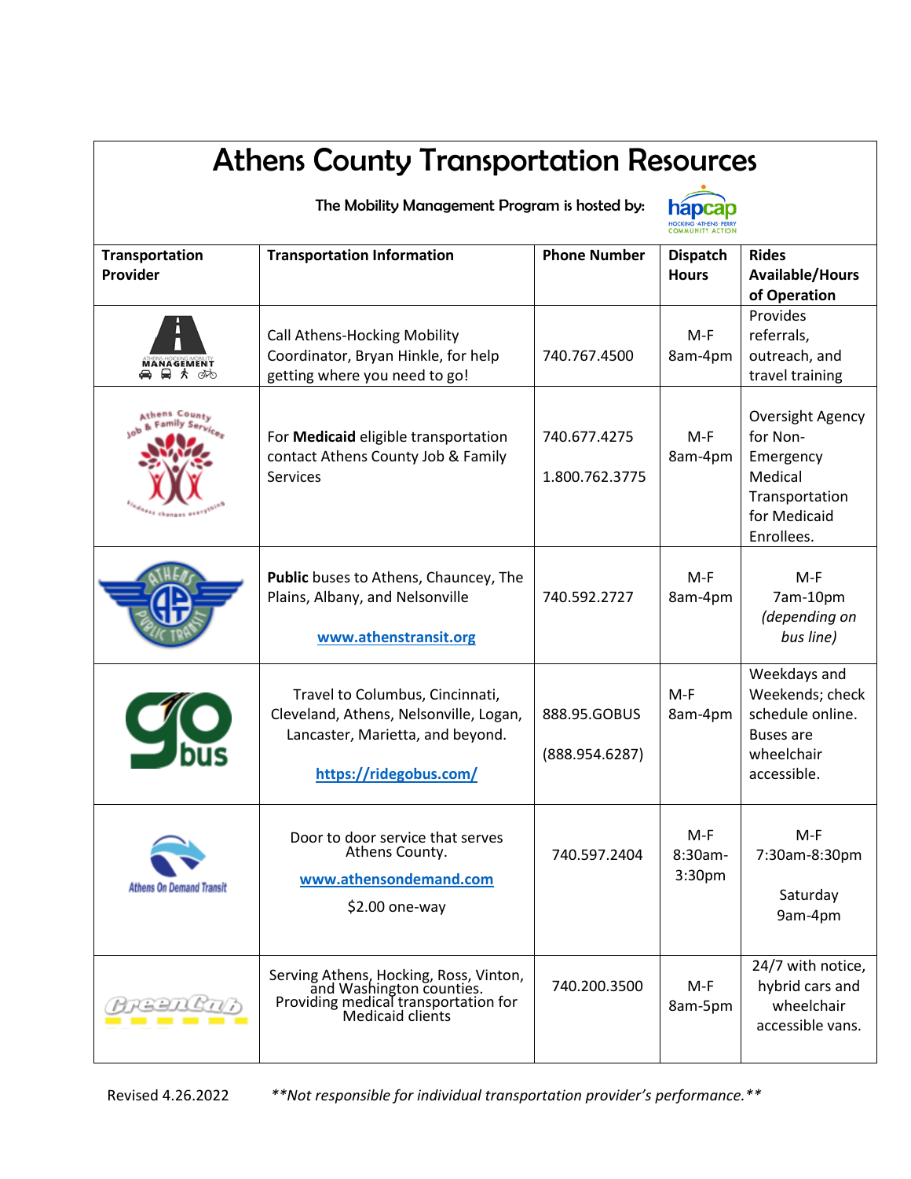# Athens County Transportation Resources

The Mobility Management Program is hosted by: hapcap HOCKING-ATHENS-PERRY COMMUNITY ACTION

| Transportation Provider | Transportation Information | Phone Number | Dispatch Hours | Rides Available/Hours of Operation |
|---|---|---|---|---|
| Athens-Hocking Mobility Management | Call Athens-Hocking Mobility Coordinator, Bryan Hinkle, for help getting where you need to go! | 740.767.4500 | M-F 8am-4pm | Provides referrals, outreach, and travel training |
| Athens County Job & Family Services | For **Medicaid** eligible transportation contact Athens County Job & Family Services | 740.677.4275<br>1.800.762.3775 | M-F 8am-4pm | Oversight Agency for Non-Emergency Medical Transportation for Medicaid Enrollees. |
| Athens Public Transit | **Public** buses to Athens, Chauncey, The Plains, Albany, and Nelsonville<br>www.athenstransit.org | 740.592.2727 | M-F 8am-4pm | M-F 7am-10pm *(depending on bus line)* |
| GoBus | Travel to Columbus, Cincinnati, Cleveland, Athens, Nelsonville, Logan, Lancaster, Marietta, and beyond.<br>https://ridegobus.com/ | 888.95.GOBUS<br>(888.954.6287) | M-F 8am-4pm | Weekdays and Weekends; check schedule online. Buses are wheelchair accessible. |
| Athens On Demand Transit | Door to door service that serves Athens County.<br>www.athensondemand.com<br>$2.00 one-way | 740.597.2404 | M-F 8:30am-3:30pm | M-F 7:30am-8:30pm<br>Saturday 9am-4pm |
| GreenCab | Serving Athens, Hocking, Ross, Vinton, and Washington counties. Providing medical transportation for Medicaid clients | 740.200.3500 | M-F 8am-5pm | 24/7 with notice, hybrid cars and wheelchair accessible vans. |

Revised 4.26.2022 *\*\*Not responsible for individual transportation provider's performance.\*\**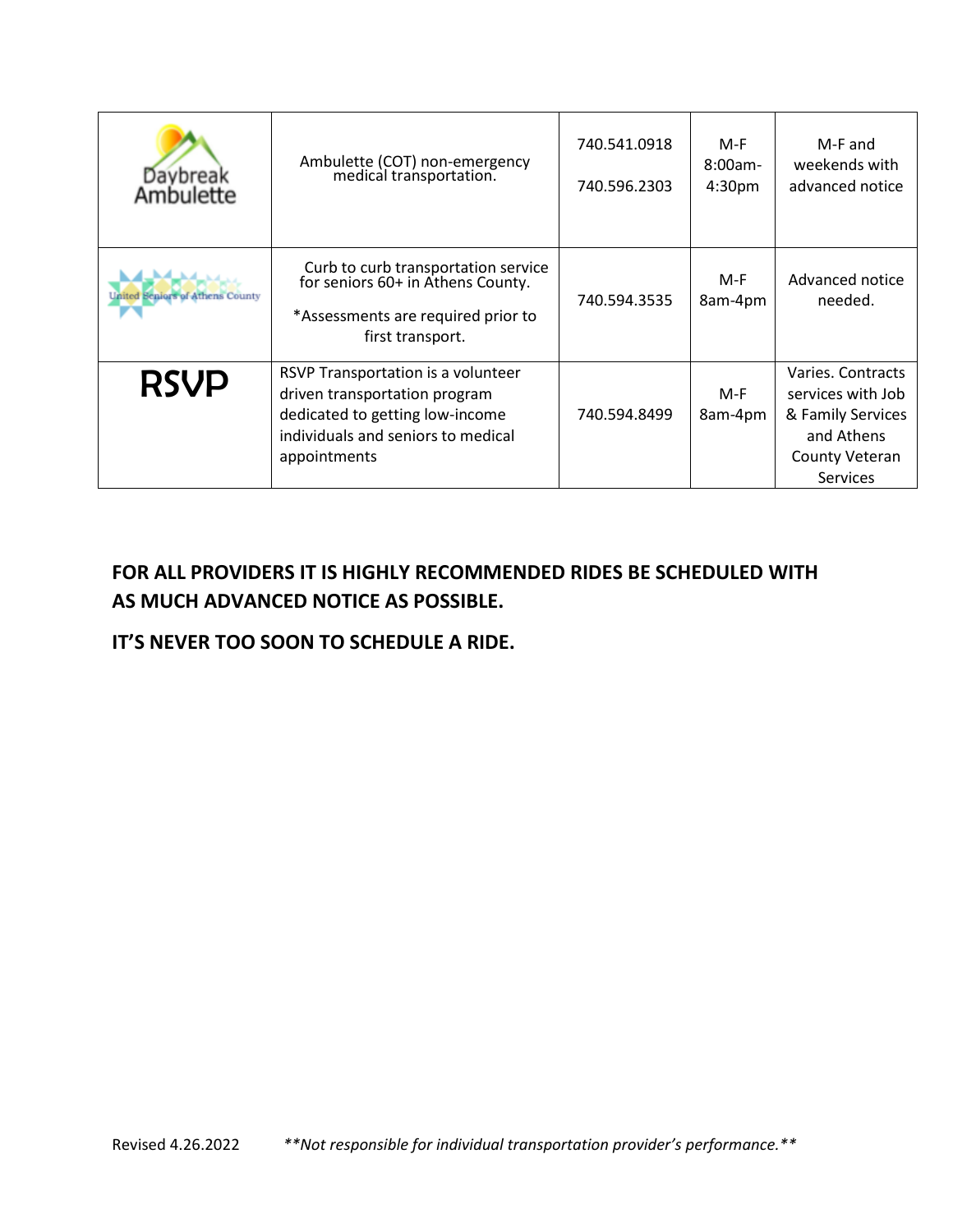| | | | | |
|---|---|---|---|---|
| Daybreak Ambulette | Ambulette (COT) non-emergency medical transportation. | 740.541.0918<br><br>740.596.2303 | M-F 8:00am-4:30pm | M-F and weekends with advanced notice |
| United Seniors of Athens County | Curb to curb transportation service for seniors 60+ in Athens County.<br><br>*Assessments are required prior to first transport. | 740.594.3535 | M-F 8am-4pm | Advanced notice needed. |
| RSVP | RSVP Transportation is a volunteer driven transportation program dedicated to getting low-income individuals and seniors to medical appointments | 740.594.8499 | M-F 8am-4pm | Varies. Contracts services with Job & Family Services and Athens County Veteran Services |

**FOR ALL PROVIDERS IT IS HIGHLY RECOMMENDED RIDES BE SCHEDULED WITH AS MUCH ADVANCED NOTICE AS POSSIBLE.**

**IT'S NEVER TOO SOON TO SCHEDULE A RIDE.**

Revised 4.26.2022 *\*\*Not responsible for individual transportation provider's performance.\*\**